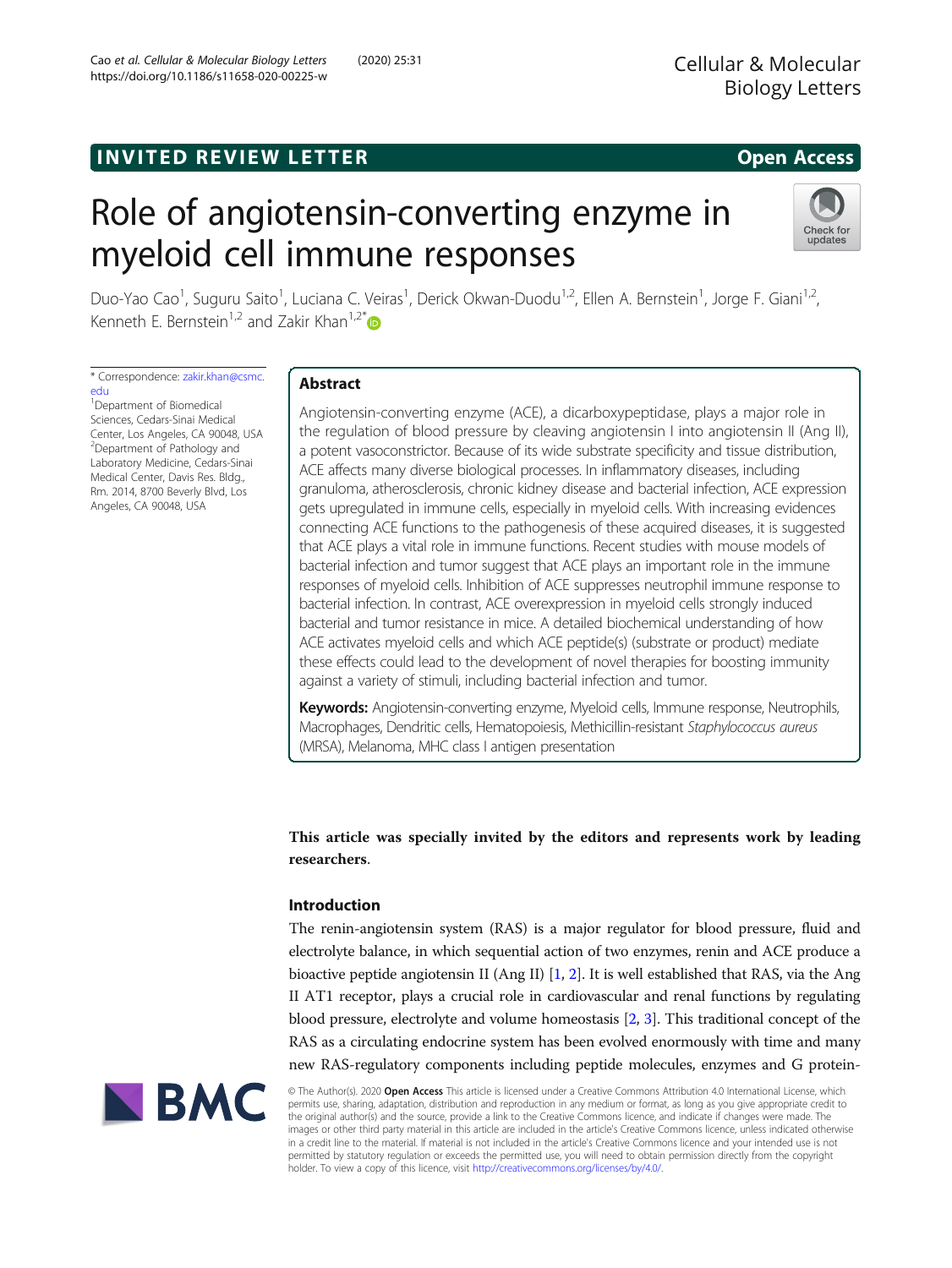INVITED REVIEW LETTER

Open Access

# Role of angiotensin-converting enzyme in myeloid cell immune responses

Duo-Yao Cao[1], Suguru Saito[1], Luciana C. Veiras[1], Derick Okwan-Duodu[1,2], Ellen A. Bernstein[1], Jorge F. Giani[1,2], Kenneth E. Bernstein[1,2] and Zakir Khan[1,2*]

\* Correspondence: zakir.khan@csmc.edu

[1]Department of Biomedical Sciences, Cedars-Sinai Medical Center, Los Angeles, CA 90048, USA

[2]Department of Pathology and Laboratory Medicine, Cedars-Sinai Medical Center, Davis Res. Bldg., Rm. 2014, 8700 Beverly Blvd, Los Angeles, CA 90048, USA

## Abstract

Angiotensin-converting enzyme (ACE), a dicarboxypeptidase, plays a major role in the regulation of blood pressure by cleaving angiotensin I into angiotensin II (Ang II), a potent vasoconstrictor. Because of its wide substrate specificity and tissue distribution, ACE affects many diverse biological processes. In inflammatory diseases, including granuloma, atherosclerosis, chronic kidney disease and bacterial infection, ACE expression gets upregulated in immune cells, especially in myeloid cells. With increasing evidences connecting ACE functions to the pathogenesis of these acquired diseases, it is suggested that ACE plays a vital role in immune functions. Recent studies with mouse models of bacterial infection and tumor suggest that ACE plays an important role in the immune responses of myeloid cells. Inhibition of ACE suppresses neutrophil immune response to bacterial infection. In contrast, ACE overexpression in myeloid cells strongly induced bacterial and tumor resistance in mice. A detailed biochemical understanding of how ACE activates myeloid cells and which ACE peptide(s) (substrate or product) mediate these effects could lead to the development of novel therapies for boosting immunity against a variety of stimuli, including bacterial infection and tumor.

**Keywords:** Angiotensin-converting enzyme, Myeloid cells, Immune response, Neutrophils, Macrophages, Dendritic cells, Hematopoiesis, Methicillin-resistant *Staphylococcus aureus* (MRSA), Melanoma, MHC class I antigen presentation

**This article was specially invited by the editors and represents work by leading researchers.**

## Introduction

The renin-angiotensin system (RAS) is a major regulator for blood pressure, fluid and electrolyte balance, in which sequential action of two enzymes, renin and ACE produce a bioactive peptide angiotensin II (Ang II) [1, 2]. It is well established that RAS, via the Ang II AT1 receptor, plays a crucial role in cardiovascular and renal functions by regulating blood pressure, electrolyte and volume homeostasis [2, 3]. This traditional concept of the RAS as a circulating endocrine system has been evolved enormously with time and many new RAS-regulatory components including peptide molecules, enzymes and G protein-

© The Author(s). 2020 **Open Access** This article is licensed under a Creative Commons Attribution 4.0 International License, which permits use, sharing, adaptation, distribution and reproduction in any medium or format, as long as you give appropriate credit to the original author(s) and the source, provide a link to the Creative Commons licence, and indicate if changes were made. The images or other third party material in this article are included in the article's Creative Commons licence, unless indicated otherwise in a credit line to the material. If material is not included in the article's Creative Commons licence and your intended use is not permitted by statutory regulation or exceeds the permitted use, you will need to obtain permission directly from the copyright holder. To view a copy of this licence, visit http://creativecommons.org/licenses/by/4.0/.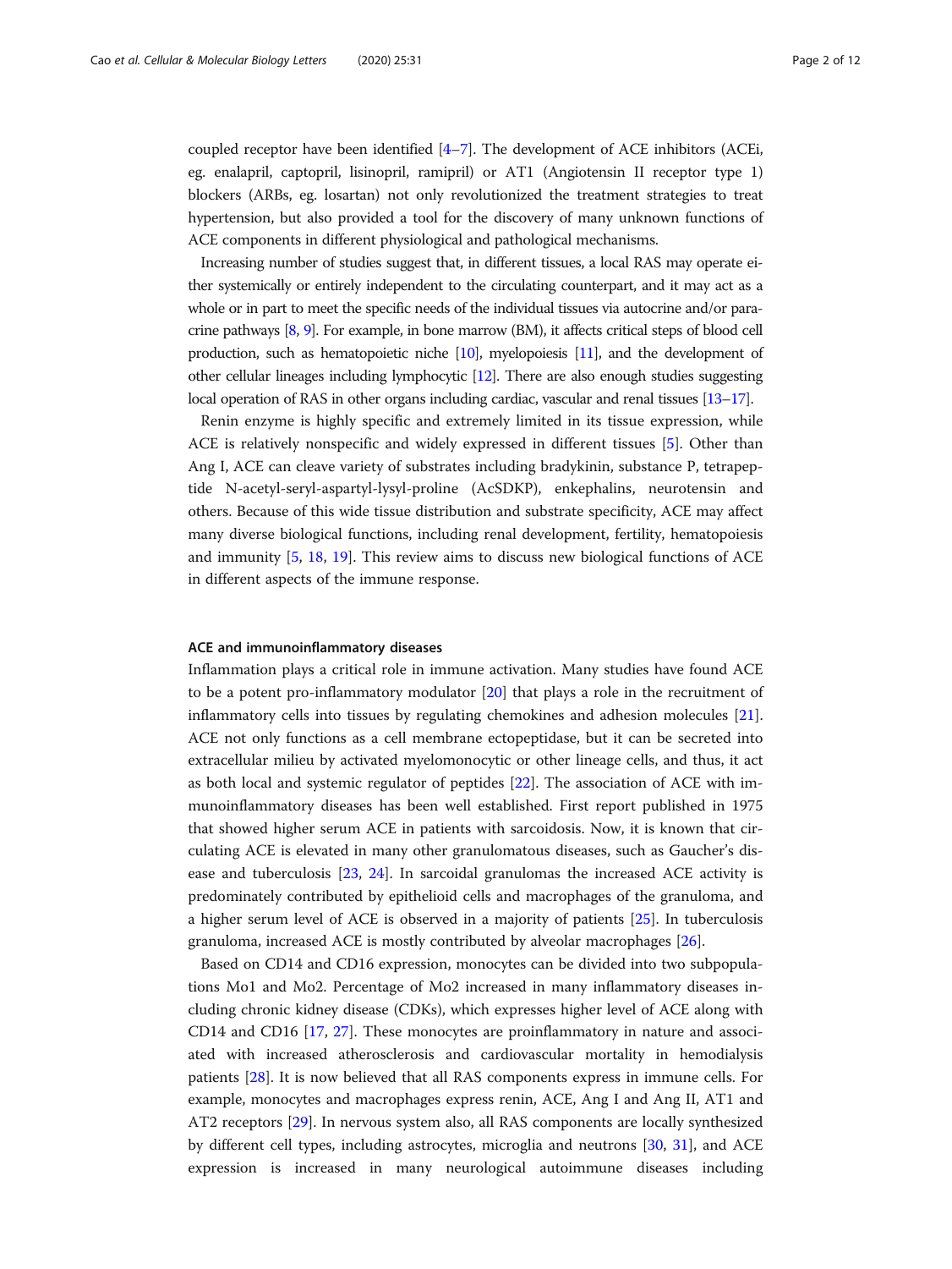coupled receptor have been identified [4–7]. The development of ACE inhibitors (ACEi, eg. enalapril, captopril, lisinopril, ramipril) or AT1 (Angiotensin II receptor type 1) blockers (ARBs, eg. losartan) not only revolutionized the treatment strategies to treat hypertension, but also provided a tool for the discovery of many unknown functions of ACE components in different physiological and pathological mechanisms.

Increasing number of studies suggest that, in different tissues, a local RAS may operate either systemically or entirely independent to the circulating counterpart, and it may act as a whole or in part to meet the specific needs of the individual tissues via autocrine and/or paracrine pathways [8, 9]. For example, in bone marrow (BM), it affects critical steps of blood cell production, such as hematopoietic niche [10], myelopoiesis [11], and the development of other cellular lineages including lymphocytic [12]. There are also enough studies suggesting local operation of RAS in other organs including cardiac, vascular and renal tissues [13–17].

Renin enzyme is highly specific and extremely limited in its tissue expression, while ACE is relatively nonspecific and widely expressed in different tissues [5]. Other than Ang I, ACE can cleave variety of substrates including bradykinin, substance P, tetrapeptide N-acetyl-seryl-aspartyl-lysyl-proline (AcSDKP), enkephalins, neurotensin and others. Because of this wide tissue distribution and substrate specificity, ACE may affect many diverse biological functions, including renal development, fertility, hematopoiesis and immunity [5, 18, 19]. This review aims to discuss new biological functions of ACE in different aspects of the immune response.

## ACE and immunoinflammatory diseases

Inflammation plays a critical role in immune activation. Many studies have found ACE to be a potent pro-inflammatory modulator [20] that plays a role in the recruitment of inflammatory cells into tissues by regulating chemokines and adhesion molecules [21]. ACE not only functions as a cell membrane ectopeptidase, but it can be secreted into extracellular milieu by activated myelomonocytic or other lineage cells, and thus, it act as both local and systemic regulator of peptides [22]. The association of ACE with immunoinflammatory diseases has been well established. First report published in 1975 that showed higher serum ACE in patients with sarcoidosis. Now, it is known that circulating ACE is elevated in many other granulomatous diseases, such as Gaucher's disease and tuberculosis [23, 24]. In sarcoidal granulomas the increased ACE activity is predominately contributed by epithelioid cells and macrophages of the granuloma, and a higher serum level of ACE is observed in a majority of patients [25]. In tuberculosis granuloma, increased ACE is mostly contributed by alveolar macrophages [26].

Based on CD14 and CD16 expression, monocytes can be divided into two subpopulations Mo1 and Mo2. Percentage of Mo2 increased in many inflammatory diseases including chronic kidney disease (CDKs), which expresses higher level of ACE along with CD14 and CD16 [17, 27]. These monocytes are proinflammatory in nature and associated with increased atherosclerosis and cardiovascular mortality in hemodialysis patients [28]. It is now believed that all RAS components express in immune cells. For example, monocytes and macrophages express renin, ACE, Ang I and Ang II, AT1 and AT2 receptors [29]. In nervous system also, all RAS components are locally synthesized by different cell types, including astrocytes, microglia and neutrons [30, 31], and ACE expression is increased in many neurological autoimmune diseases including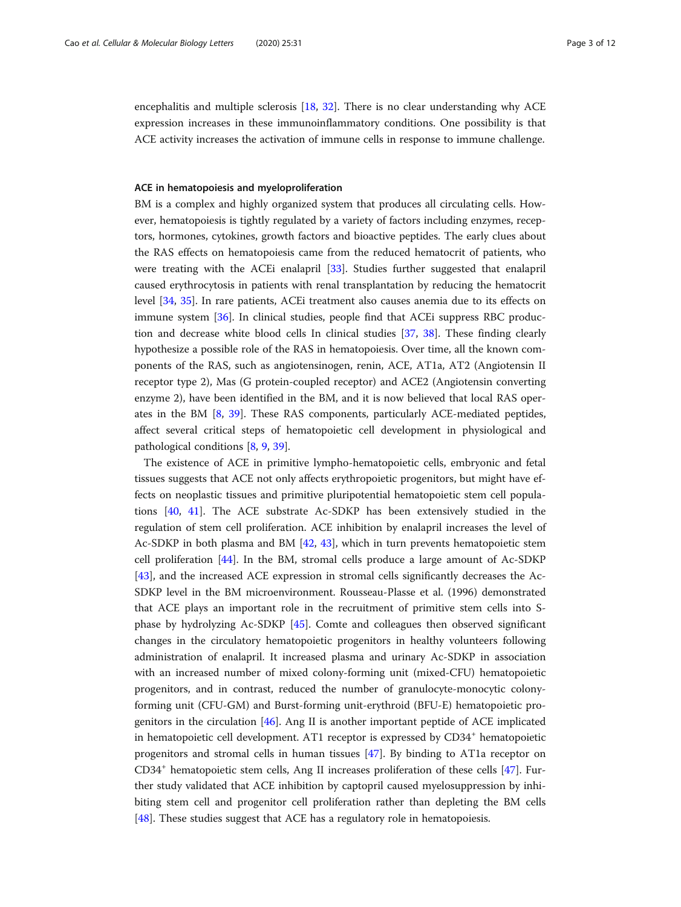encephalitis and multiple sclerosis [18, 32]. There is no clear understanding why ACE expression increases in these immunoinflammatory conditions. One possibility is that ACE activity increases the activation of immune cells in response to immune challenge.

### ACE in hematopoiesis and myeloproliferation

BM is a complex and highly organized system that produces all circulating cells. However, hematopoiesis is tightly regulated by a variety of factors including enzymes, receptors, hormones, cytokines, growth factors and bioactive peptides. The early clues about the RAS effects on hematopoiesis came from the reduced hematocrit of patients, who were treating with the ACEi enalapril [33]. Studies further suggested that enalapril caused erythrocytosis in patients with renal transplantation by reducing the hematocrit level [34, 35]. In rare patients, ACEi treatment also causes anemia due to its effects on immune system [36]. In clinical studies, people find that ACEi suppress RBC production and decrease white blood cells In clinical studies [37, 38]. These finding clearly hypothesize a possible role of the RAS in hematopoiesis. Over time, all the known components of the RAS, such as angiotensinogen, renin, ACE, AT1a, AT2 (Angiotensin II receptor type 2), Mas (G protein-coupled receptor) and ACE2 (Angiotensin converting enzyme 2), have been identified in the BM, and it is now believed that local RAS operates in the BM [8, 39]. These RAS components, particularly ACE-mediated peptides, affect several critical steps of hematopoietic cell development in physiological and pathological conditions [8, 9, 39].

The existence of ACE in primitive lympho-hematopoietic cells, embryonic and fetal tissues suggests that ACE not only affects erythropoietic progenitors, but might have effects on neoplastic tissues and primitive pluripotential hematopoietic stem cell populations [40, 41]. The ACE substrate Ac-SDKP has been extensively studied in the regulation of stem cell proliferation. ACE inhibition by enalapril increases the level of Ac-SDKP in both plasma and BM [42, 43], which in turn prevents hematopoietic stem cell proliferation [44]. In the BM, stromal cells produce a large amount of Ac-SDKP [43], and the increased ACE expression in stromal cells significantly decreases the Ac-SDKP level in the BM microenvironment. Rousseau-Plasse et al. (1996) demonstrated that ACE plays an important role in the recruitment of primitive stem cells into S-phase by hydrolyzing Ac-SDKP [45]. Comte and colleagues then observed significant changes in the circulatory hematopoietic progenitors in healthy volunteers following administration of enalapril. It increased plasma and urinary Ac-SDKP in association with an increased number of mixed colony-forming unit (mixed-CFU) hematopoietic progenitors, and in contrast, reduced the number of granulocyte-monocytic colony-forming unit (CFU-GM) and Burst-forming unit-erythroid (BFU-E) hematopoietic progenitors in the circulation [46]. Ang II is another important peptide of ACE implicated in hematopoietic cell development. AT1 receptor is expressed by $CD34^+$ hematopoietic progenitors and stromal cells in human tissues [47]. By binding to AT1a receptor on $CD34^+$ hematopoietic stem cells, Ang II increases proliferation of these cells [47]. Further study validated that ACE inhibition by captopril caused myelosuppression by inhibiting stem cell and progenitor cell proliferation rather than depleting the BM cells [48]. These studies suggest that ACE has a regulatory role in hematopoiesis.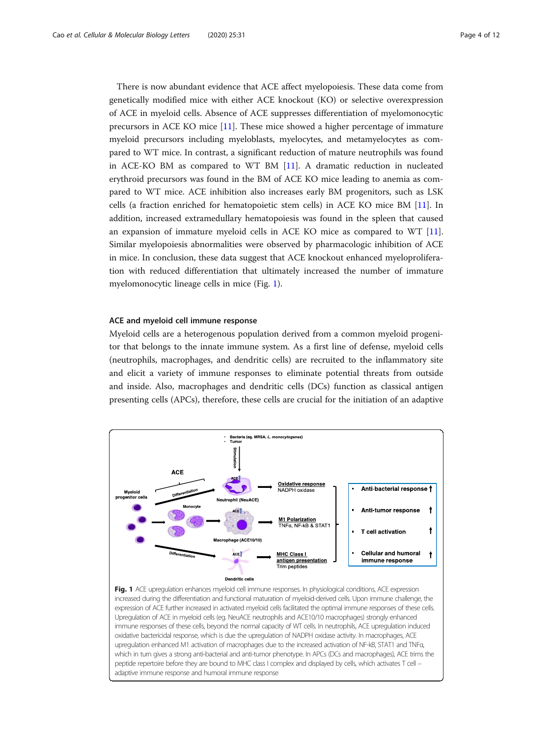There is now abundant evidence that ACE affect myelopoiesis. These data come from genetically modified mice with either ACE knockout (KO) or selective overexpression of ACE in myeloid cells. Absence of ACE suppresses differentiation of myelomonocytic precursors in ACE KO mice [11]. These mice showed a higher percentage of immature myeloid precursors including myeloblasts, myelocytes, and metamyelocytes as compared to WT mice. In contrast, a significant reduction of mature neutrophils was found in ACE-KO BM as compared to WT BM [11]. A dramatic reduction in nucleated erythroid precursors was found in the BM of ACE KO mice leading to anemia as compared to WT mice. ACE inhibition also increases early BM progenitors, such as LSK cells (a fraction enriched for hematopoietic stem cells) in ACE KO mice BM [11]. In addition, increased extramedullary hematopoiesis was found in the spleen that caused an expansion of immature myeloid cells in ACE KO mice as compared to WT [11]. Similar myelopoiesis abnormalities were observed by pharmacologic inhibition of ACE in mice. In conclusion, these data suggest that ACE knockout enhanced myeloproliferation with reduced differentiation that ultimately increased the number of immature myelomonocytic lineage cells in mice (Fig. 1).

## ACE and myeloid cell immune response

Myeloid cells are a heterogenous population derived from a common myeloid progenitor that belongs to the innate immune system. As a first line of defense, myeloid cells (neutrophils, macrophages, and dendritic cells) are recruited to the inflammatory site and elicit a variety of immune responses to eliminate potential threats from outside and inside. Also, macrophages and dendritic cells (DCs) function as classical antigen presenting cells (APCs), therefore, these cells are crucial for the initiation of an adaptive

**Fig. 1** ACE upregulation enhances myeloid cell immune responses. In physiological conditions, ACE expression increased during the differentiation and functional maturation of myeloid-derived cells. Upon immune challenge, the expression of ACE further increased in activated myeloid cells facilitated the optimal immune responses of these cells. Upregulation of ACE in myeloid cells (eg. NeuACE neutrophils and ACE10/10 macrophages) strongly enhanced immune responses of these cells, beyond the normal capacity of WT cells. In neutrophils, ACE upregulation induced oxidative bactericidal response, which is due the upregulation of NADPH oxidase activity. In macrophages, ACE upregulation enhanced M1 activation of macrophages due to the increased activation of NF-kB, STAT1 and TNFα, which in turn gives a strong anti-bacterial and anti-tumor phenotype. In APCs (DCs and macrophages), ACE trims the peptide repertoire before they are bound to MHC class I complex and displayed by cells, which activates T cell – adaptive immune response and humoral immune response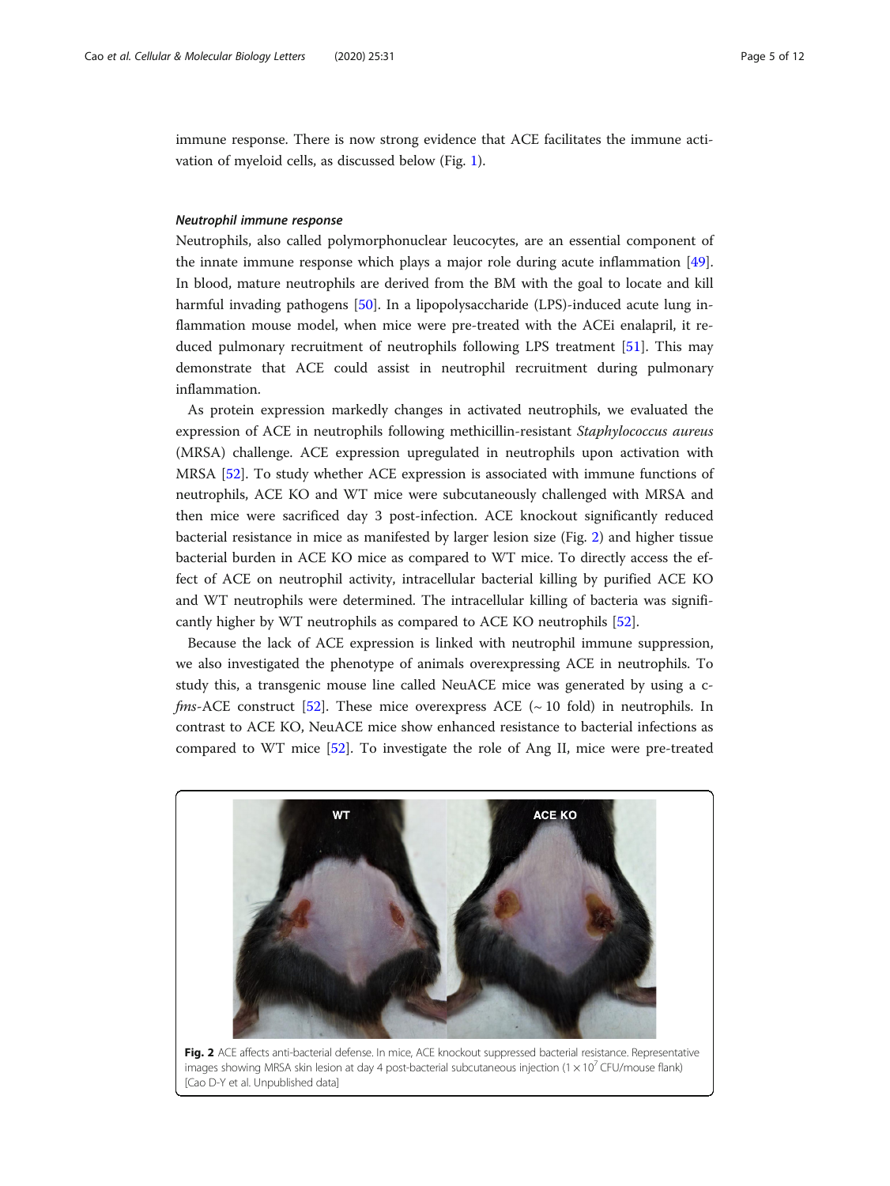immune response. There is now strong evidence that ACE facilitates the immune activation of myeloid cells, as discussed below (Fig. 1).

#### *Neutrophil immune response*

Neutrophils, also called polymorphonuclear leucocytes, are an essential component of the innate immune response which plays a major role during acute inflammation [49]. In blood, mature neutrophils are derived from the BM with the goal to locate and kill harmful invading pathogens [50]. In a lipopolysaccharide (LPS)-induced acute lung inflammation mouse model, when mice were pre-treated with the ACEi enalapril, it reduced pulmonary recruitment of neutrophils following LPS treatment [51]. This may demonstrate that ACE could assist in neutrophil recruitment during pulmonary inflammation.

As protein expression markedly changes in activated neutrophils, we evaluated the expression of ACE in neutrophils following methicillin-resistant *Staphylococcus aureus* (MRSA) challenge. ACE expression upregulated in neutrophils upon activation with MRSA [52]. To study whether ACE expression is associated with immune functions of neutrophils, ACE KO and WT mice were subcutaneously challenged with MRSA and then mice were sacrificed day 3 post-infection. ACE knockout significantly reduced bacterial resistance in mice as manifested by larger lesion size (Fig. 2) and higher tissue bacterial burden in ACE KO mice as compared to WT mice. To directly access the effect of ACE on neutrophil activity, intracellular bacterial killing by purified ACE KO and WT neutrophils were determined. The intracellular killing of bacteria was significantly higher by WT neutrophils as compared to ACE KO neutrophils [52].

Because the lack of ACE expression is linked with neutrophil immune suppression, we also investigated the phenotype of animals overexpressing ACE in neutrophils. To study this, a transgenic mouse line called NeuACE mice was generated by using a c-*fms*-ACE construct [52]. These mice overexpress ACE (~ 10 fold) in neutrophils. In contrast to ACE KO, NeuACE mice show enhanced resistance to bacterial infections as compared to WT mice [52]. To investigate the role of Ang II, mice were pre-treated

**Fig. 2** ACE affects anti-bacterial defense. In mice, ACE knockout suppressed bacterial resistance. Representative images showing MRSA skin lesion at day 4 post-bacterial subcutaneous injection ($1 \times 10^7$ CFU/mouse flank) [Cao D-Y et al. Unpublished data]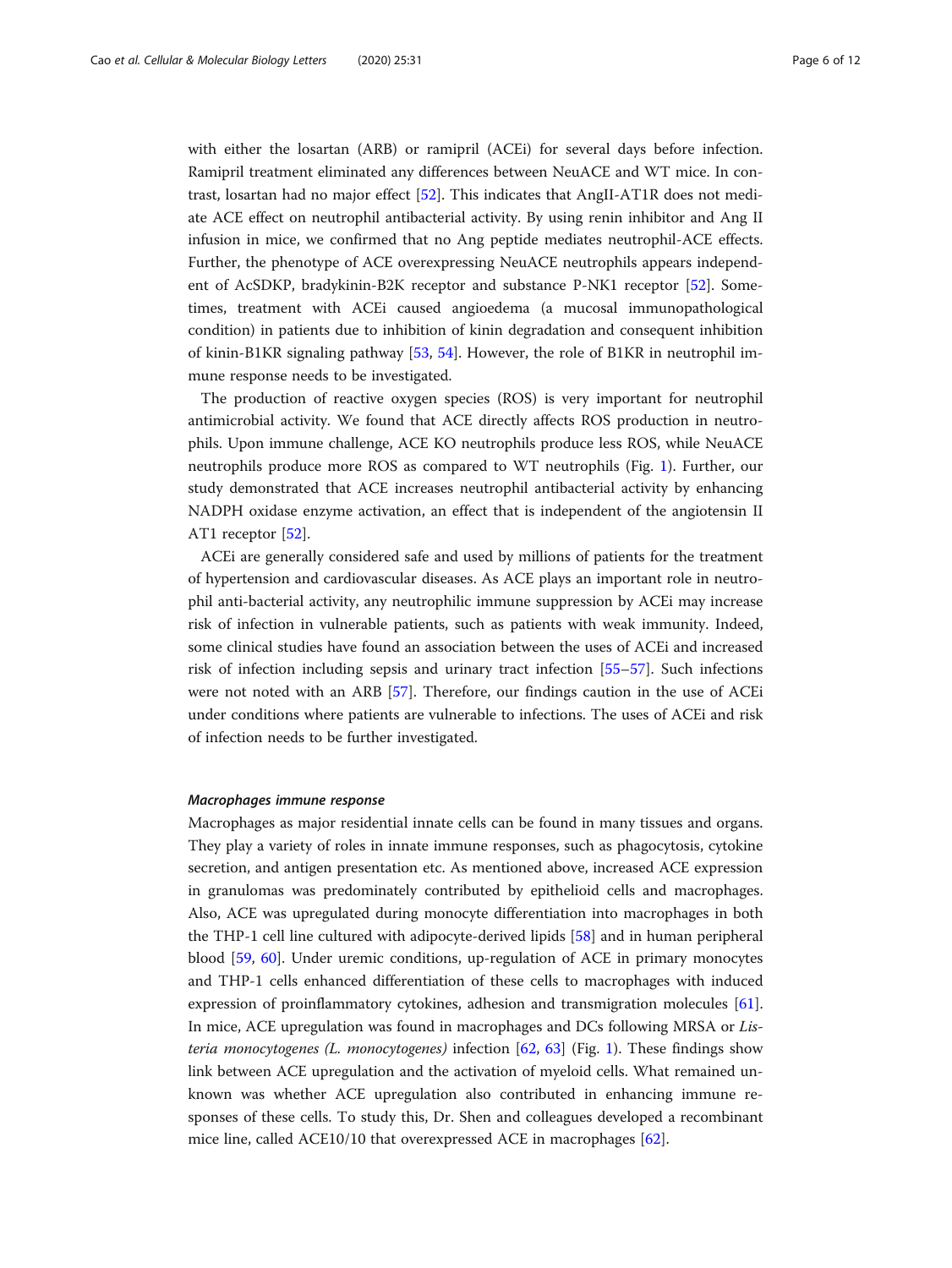with either the losartan (ARB) or ramipril (ACEi) for several days before infection. Ramipril treatment eliminated any differences between NeuACE and WT mice. In contrast, losartan had no major effect [52]. This indicates that AngII-AT1R does not mediate ACE effect on neutrophil antibacterial activity. By using renin inhibitor and Ang II infusion in mice, we confirmed that no Ang peptide mediates neutrophil-ACE effects. Further, the phenotype of ACE overexpressing NeuACE neutrophils appears independent of AcSDKP, bradykinin-B2K receptor and substance P-NK1 receptor [52]. Sometimes, treatment with ACEi caused angioedema (a mucosal immunopathological condition) in patients due to inhibition of kinin degradation and consequent inhibition of kinin-B1KR signaling pathway [53, 54]. However, the role of B1KR in neutrophil immune response needs to be investigated.

The production of reactive oxygen species (ROS) is very important for neutrophil antimicrobial activity. We found that ACE directly affects ROS production in neutrophils. Upon immune challenge, ACE KO neutrophils produce less ROS, while NeuACE neutrophils produce more ROS as compared to WT neutrophils (Fig. 1). Further, our study demonstrated that ACE increases neutrophil antibacterial activity by enhancing NADPH oxidase enzyme activation, an effect that is independent of the angiotensin II AT1 receptor [52].

ACEi are generally considered safe and used by millions of patients for the treatment of hypertension and cardiovascular diseases. As ACE plays an important role in neutrophil anti-bacterial activity, any neutrophilic immune suppression by ACEi may increase risk of infection in vulnerable patients, such as patients with weak immunity. Indeed, some clinical studies have found an association between the uses of ACEi and increased risk of infection including sepsis and urinary tract infection [55–57]. Such infections were not noted with an ARB [57]. Therefore, our findings caution in the use of ACEi under conditions where patients are vulnerable to infections. The uses of ACEi and risk of infection needs to be further investigated.

#### *Macrophages immune response*

Macrophages as major residential innate cells can be found in many tissues and organs. They play a variety of roles in innate immune responses, such as phagocytosis, cytokine secretion, and antigen presentation etc. As mentioned above, increased ACE expression in granulomas was predominately contributed by epithelioid cells and macrophages. Also, ACE was upregulated during monocyte differentiation into macrophages in both the THP-1 cell line cultured with adipocyte-derived lipids [58] and in human peripheral blood [59, 60]. Under uremic conditions, up-regulation of ACE in primary monocytes and THP-1 cells enhanced differentiation of these cells to macrophages with induced expression of proinflammatory cytokines, adhesion and transmigration molecules [61]. In mice, ACE upregulation was found in macrophages and DCs following MRSA or *Listeria monocytogenes (L. monocytogenes)* infection [62, 63] (Fig. 1). These findings show link between ACE upregulation and the activation of myeloid cells. What remained unknown was whether ACE upregulation also contributed in enhancing immune responses of these cells. To study this, Dr. Shen and colleagues developed a recombinant mice line, called ACE10/10 that overexpressed ACE in macrophages [62].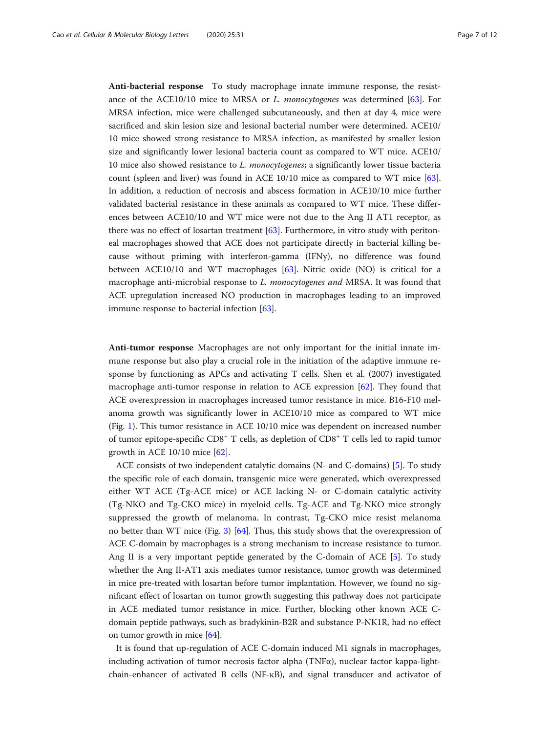**Anti-bacterial response** To study macrophage innate immune response, the resistance of the ACE10/10 mice to MRSA or *L. monocytogenes* was determined [63]. For MRSA infection, mice were challenged subcutaneously, and then at day 4, mice were sacrificed and skin lesion size and lesional bacterial number were determined. ACE10/10 mice showed strong resistance to MRSA infection, as manifested by smaller lesion size and significantly lower lesional bacteria count as compared to WT mice. ACE10/10 mice also showed resistance to *L. monocytogenes*; a significantly lower tissue bacteria count (spleen and liver) was found in ACE 10/10 mice as compared to WT mice [63]. In addition, a reduction of necrosis and abscess formation in ACE10/10 mice further validated bacterial resistance in these animals as compared to WT mice. These differences between ACE10/10 and WT mice were not due to the Ang II AT1 receptor, as there was no effect of losartan treatment [63]. Furthermore, in vitro study with peritoneal macrophages showed that ACE does not participate directly in bacterial killing because without priming with interferon-gamma (IFNγ), no difference was found between ACE10/10 and WT macrophages [63]. Nitric oxide (NO) is critical for a macrophage anti-microbial response to *L. monocytogenes and* MRSA. It was found that ACE upregulation increased NO production in macrophages leading to an improved immune response to bacterial infection [63].

**Anti-tumor response** Macrophages are not only important for the initial innate immune response but also play a crucial role in the initiation of the adaptive immune response by functioning as APCs and activating T cells. Shen et al. (2007) investigated macrophage anti-tumor response in relation to ACE expression [62]. They found that ACE overexpression in macrophages increased tumor resistance in mice. B16-F10 melanoma growth was significantly lower in ACE10/10 mice as compared to WT mice (Fig. 1). This tumor resistance in ACE 10/10 mice was dependent on increased number of tumor epitope-specific $CD8^+$ T cells, as depletion of $CD8^+$ T cells led to rapid tumor growth in ACE 10/10 mice [62].

ACE consists of two independent catalytic domains (N- and C-domains) [5]. To study the specific role of each domain, transgenic mice were generated, which overexpressed either WT ACE (Tg-ACE mice) or ACE lacking N- or C-domain catalytic activity (Tg-NKO and Tg-CKO mice) in myeloid cells. Tg-ACE and Tg-NKO mice strongly suppressed the growth of melanoma. In contrast, Tg-CKO mice resist melanoma no better than WT mice (Fig. 3) [64]. Thus, this study shows that the overexpression of ACE C-domain by macrophages is a strong mechanism to increase resistance to tumor. Ang II is a very important peptide generated by the C-domain of ACE [5]. To study whether the Ang II-AT1 axis mediates tumor resistance, tumor growth was determined in mice pre-treated with losartan before tumor implantation. However, we found no significant effect of losartan on tumor growth suggesting this pathway does not participate in ACE mediated tumor resistance in mice. Further, blocking other known ACE C-domain peptide pathways, such as bradykinin-B2R and substance P-NK1R, had no effect on tumor growth in mice [64].

It is found that up-regulation of ACE C-domain induced M1 signals in macrophages, including activation of tumor necrosis factor alpha (TNFα), nuclear factor kappa-light-chain-enhancer of activated B cells (NF-κB), and signal transducer and activator of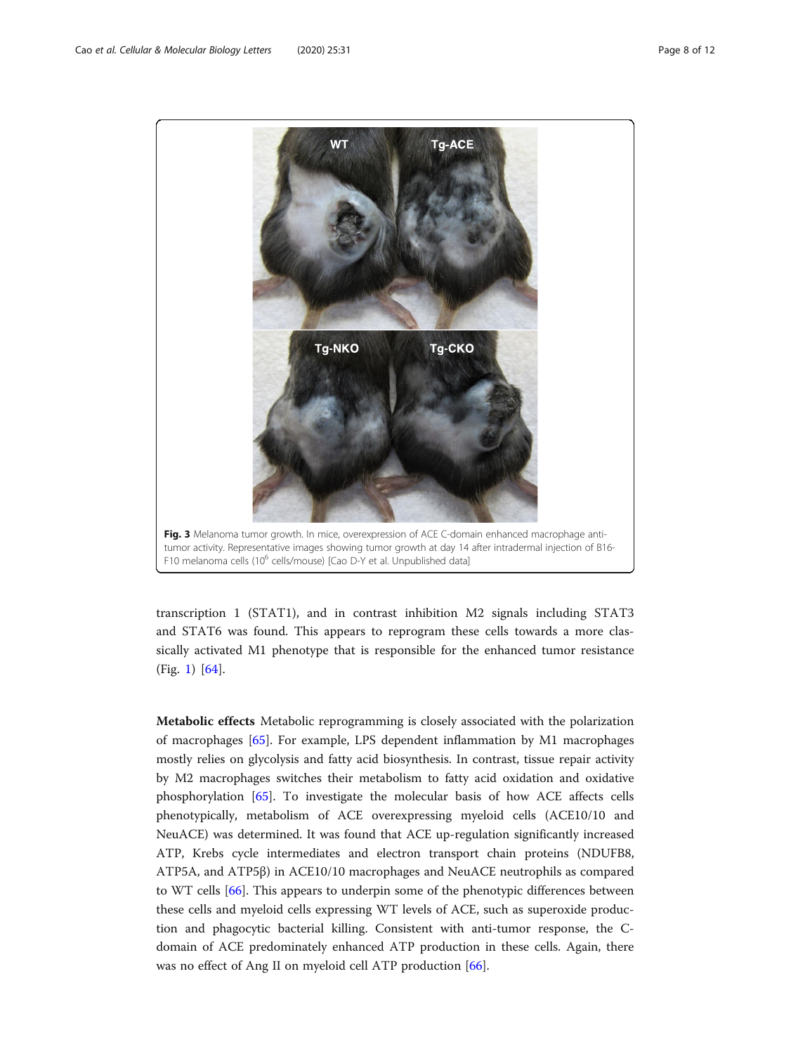Fig. 3 Melanoma tumor growth. In mice, overexpression of ACE C-domain enhanced macrophage anti-tumor activity. Representative images showing tumor growth at day 14 after intradermal injection of B16-F10 melanoma cells ($10^6$ cells/mouse) [Cao D-Y et al. Unpublished data]

transcription 1 (STAT1), and in contrast inhibition M2 signals including STAT3 and STAT6 was found. This appears to reprogram these cells towards a more classically activated M1 phenotype that is responsible for the enhanced tumor resistance (Fig. 1) [64].

**Metabolic effects** Metabolic reprogramming is closely associated with the polarization of macrophages [65]. For example, LPS dependent inflammation by M1 macrophages mostly relies on glycolysis and fatty acid biosynthesis. In contrast, tissue repair activity by M2 macrophages switches their metabolism to fatty acid oxidation and oxidative phosphorylation [65]. To investigate the molecular basis of how ACE affects cells phenotypically, metabolism of ACE overexpressing myeloid cells (ACE10/10 and NeuACE) was determined. It was found that ACE up-regulation significantly increased ATP, Krebs cycle intermediates and electron transport chain proteins (NDUFB8, ATP5A, and ATP5β) in ACE10/10 macrophages and NeuACE neutrophils as compared to WT cells [66]. This appears to underpin some of the phenotypic differences between these cells and myeloid cells expressing WT levels of ACE, such as superoxide production and phagocytic bacterial killing. Consistent with anti-tumor response, the C-domain of ACE predominately enhanced ATP production in these cells. Again, there was no effect of Ang II on myeloid cell ATP production [66].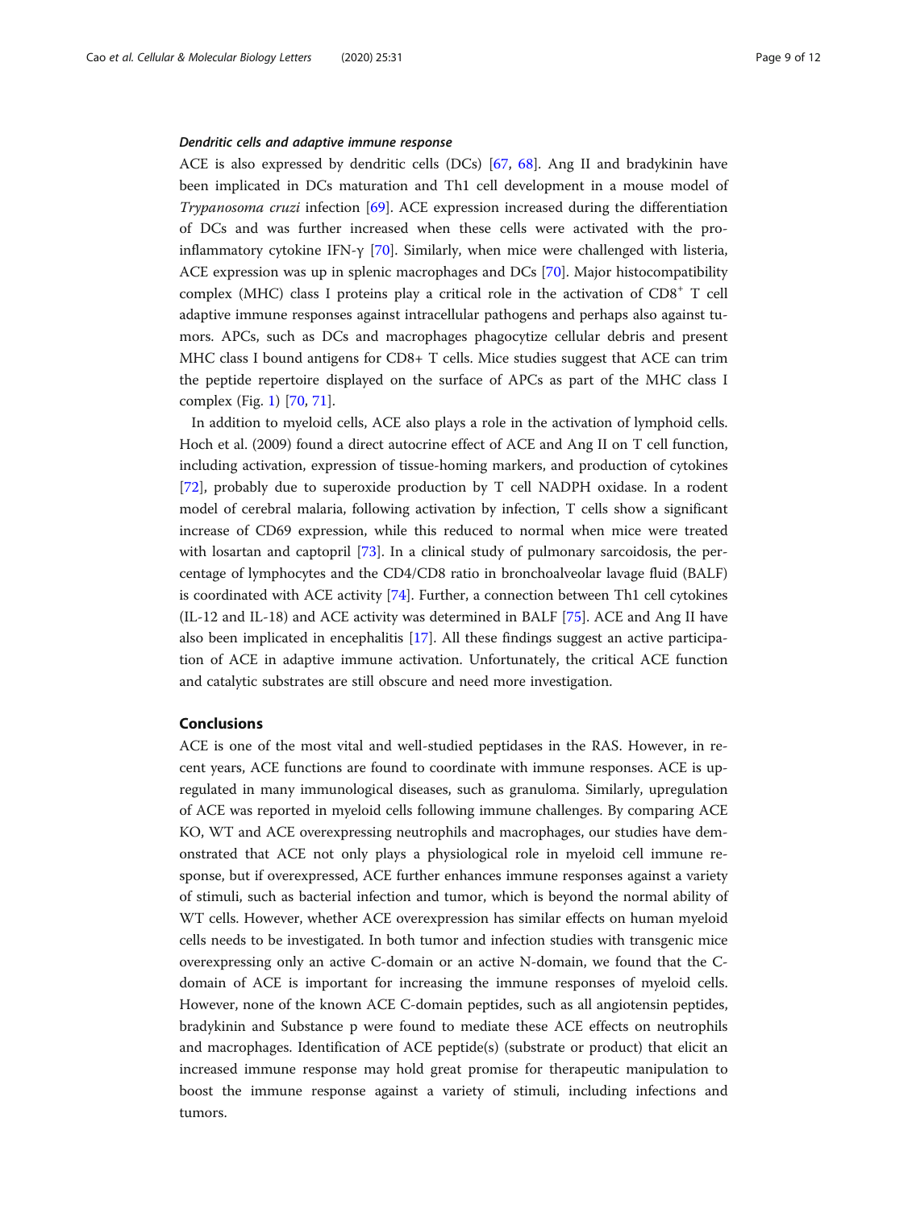#### *Dendritic cells and adaptive immune response*

ACE is also expressed by dendritic cells (DCs) [67, 68]. Ang II and bradykinin have been implicated in DCs maturation and Th1 cell development in a mouse model of *Trypanosoma cruzi* infection [69]. ACE expression increased during the differentiation of DCs and was further increased when these cells were activated with the pro-inflammatory cytokine IFN-γ [70]. Similarly, when mice were challenged with listeria, ACE expression was up in splenic macrophages and DCs [70]. Major histocompatibility complex (MHC) class I proteins play a critical role in the activation of $CD8^{+}$ T cell adaptive immune responses against intracellular pathogens and perhaps also against tumors. APCs, such as DCs and macrophages phagocytize cellular debris and present MHC class I bound antigens for CD8+ T cells. Mice studies suggest that ACE can trim the peptide repertoire displayed on the surface of APCs as part of the MHC class I complex (Fig. 1) [70, 71].

In addition to myeloid cells, ACE also plays a role in the activation of lymphoid cells. Hoch et al. (2009) found a direct autocrine effect of ACE and Ang II on T cell function, including activation, expression of tissue-homing markers, and production of cytokines [72], probably due to superoxide production by T cell NADPH oxidase. In a rodent model of cerebral malaria, following activation by infection, T cells show a significant increase of CD69 expression, while this reduced to normal when mice were treated with losartan and captopril [73]. In a clinical study of pulmonary sarcoidosis, the percentage of lymphocytes and the CD4/CD8 ratio in bronchoalveolar lavage fluid (BALF) is coordinated with ACE activity [74]. Further, a connection between Th1 cell cytokines (IL-12 and IL-18) and ACE activity was determined in BALF [75]. ACE and Ang II have also been implicated in encephalitis [17]. All these findings suggest an active participation of ACE in adaptive immune activation. Unfortunately, the critical ACE function and catalytic substrates are still obscure and need more investigation.

## Conclusions

ACE is one of the most vital and well-studied peptidases in the RAS. However, in recent years, ACE functions are found to coordinate with immune responses. ACE is upregulated in many immunological diseases, such as granuloma. Similarly, upregulation of ACE was reported in myeloid cells following immune challenges. By comparing ACE KO, WT and ACE overexpressing neutrophils and macrophages, our studies have demonstrated that ACE not only plays a physiological role in myeloid cell immune response, but if overexpressed, ACE further enhances immune responses against a variety of stimuli, such as bacterial infection and tumor, which is beyond the normal ability of WT cells. However, whether ACE overexpression has similar effects on human myeloid cells needs to be investigated. In both tumor and infection studies with transgenic mice overexpressing only an active C-domain or an active N-domain, we found that the C-domain of ACE is important for increasing the immune responses of myeloid cells. However, none of the known ACE C-domain peptides, such as all angiotensin peptides, bradykinin and Substance p were found to mediate these ACE effects on neutrophils and macrophages. Identification of ACE peptide(s) (substrate or product) that elicit an increased immune response may hold great promise for therapeutic manipulation to boost the immune response against a variety of stimuli, including infections and tumors.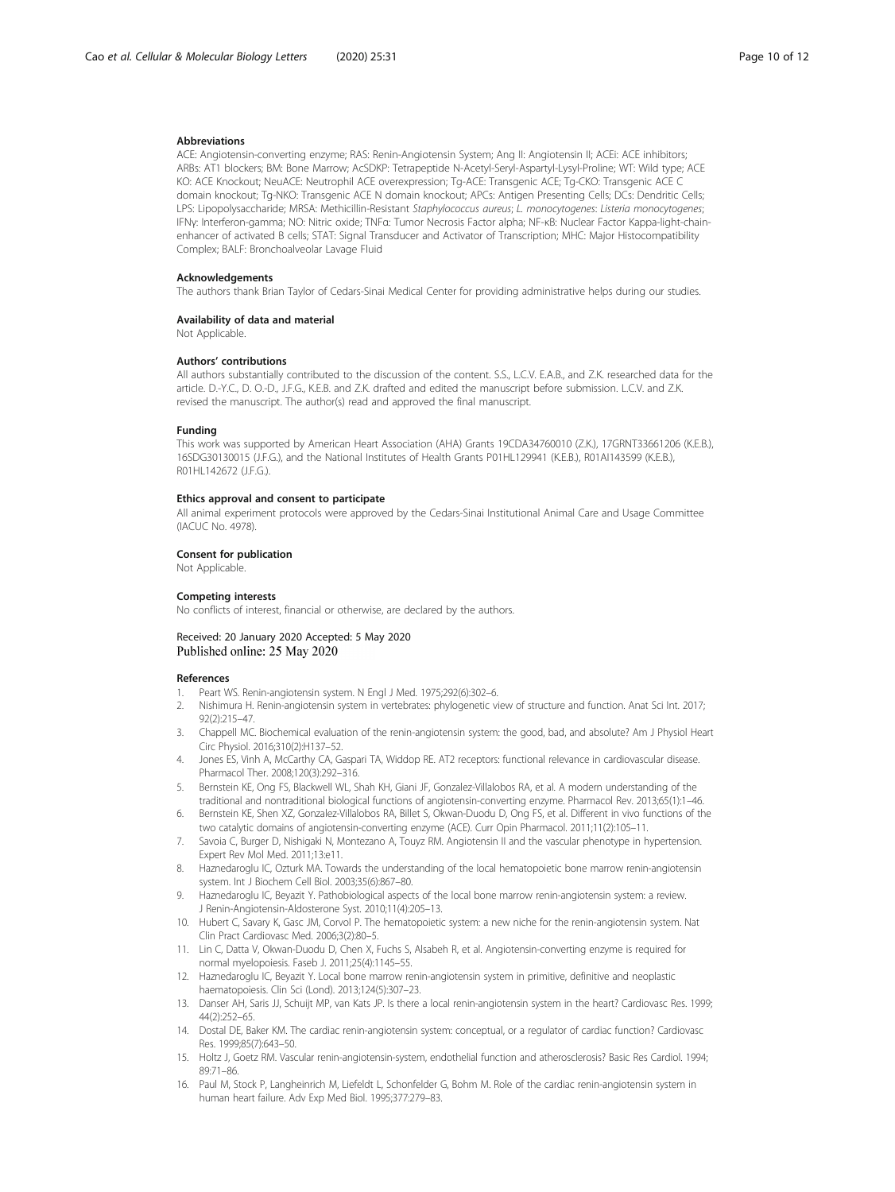## Abbreviations

ACE: Angiotensin-converting enzyme; RAS: Renin-Angiotensin System; Ang II: Angiotensin II; ACEi: ACE inhibitors; ARBs: AT1 blockers; BM: Bone Marrow; AcSDKP: Tetrapeptide N-Acetyl-Seryl-Aspartyl-Lysyl-Proline; WT: Wild type; ACE KO: ACE Knockout; NeuACE: Neutrophil ACE overexpression; Tg-ACE: Transgenic ACE; Tg-CKO: Transgenic ACE C domain knockout; Tg-NKO: Transgenic ACE N domain knockout; APCs: Antigen Presenting Cells; DCs: Dendritic Cells; LPS: Lipopolysaccharide; MRSA: Methicillin-Resistant *Staphylococcus aureus*; *L. monocytogenes*: *Listeria monocytogenes*; IFNγ: Interferon-gamma; NO: Nitric oxide; TNFα: Tumor Necrosis Factor alpha; NF-κB: Nuclear Factor Kappa-light-chain-enhancer of activated B cells; STAT: Signal Transducer and Activator of Transcription; MHC: Major Histocompatibility Complex; BALF: Bronchoalveolar Lavage Fluid

## Acknowledgements

The authors thank Brian Taylor of Cedars-Sinai Medical Center for providing administrative helps during our studies.

## Availability of data and material

Not Applicable.

## Authors' contributions

All authors substantially contributed to the discussion of the content. S.S., L.C.V. E.A.B., and Z.K. researched data for the article. D.-Y.C., D. O.-D., J.F.G., K.E.B. and Z.K. drafted and edited the manuscript before submission. L.C.V. and Z.K. revised the manuscript. The author(s) read and approved the final manuscript.

## Funding

This work was supported by American Heart Association (AHA) Grants 19CDA34760010 (Z.K.), 17GRNT33661206 (K.E.B.), 16SDG30130015 (J.F.G.), and the National Institutes of Health Grants P01HL129941 (K.E.B.), R01AI143599 (K.E.B.), R01HL142672 (J.F.G.).

## Ethics approval and consent to participate

All animal experiment protocols were approved by the Cedars-Sinai Institutional Animal Care and Usage Committee (IACUC No. 4978).

## Consent for publication

Not Applicable.

## Competing interests

No conflicts of interest, financial or otherwise, are declared by the authors.

Received: 20 January 2020 Accepted: 5 May 2020
Published online: 25 May 2020

## References

1. Peart WS. Renin-angiotensin system. N Engl J Med. 1975;292(6):302–6.
2. Nishimura H. Renin-angiotensin system in vertebrates: phylogenetic view of structure and function. Anat Sci Int. 2017; 92(2):215–47.
3. Chappell MC. Biochemical evaluation of the renin-angiotensin system: the good, bad, and absolute? Am J Physiol Heart Circ Physiol. 2016;310(2):H137–52.
4. Jones ES, Vinh A, McCarthy CA, Gaspari TA, Widdop RE. AT2 receptors: functional relevance in cardiovascular disease. Pharmacol Ther. 2008;120(3):292–316.
5. Bernstein KE, Ong FS, Blackwell WL, Shah KH, Giani JF, Gonzalez-Villalobos RA, et al. A modern understanding of the traditional and nontraditional biological functions of angiotensin-converting enzyme. Pharmacol Rev. 2013;65(1):1–46.
6. Bernstein KE, Shen XZ, Gonzalez-Villalobos RA, Billet S, Okwan-Duodu D, Ong FS, et al. Different in vivo functions of the two catalytic domains of angiotensin-converting enzyme (ACE). Curr Opin Pharmacol. 2011;11(2):105–11.
7. Savoia C, Burger D, Nishigaki N, Montezano A, Touyz RM. Angiotensin II and the vascular phenotype in hypertension. Expert Rev Mol Med. 2011;13:e11.
8. Haznedaroglu IC, Ozturk MA. Towards the understanding of the local hematopoietic bone marrow renin-angiotensin system. Int J Biochem Cell Biol. 2003;35(6):867–80.
9. Haznedaroglu IC, Beyazit Y. Pathobiological aspects of the local bone marrow renin-angiotensin system: a review. J Renin-Angiotensin-Aldosterone Syst. 2010;11(4):205–13.
10. Hubert C, Savary K, Gasc JM, Corvol P. The hematopoietic system: a new niche for the renin-angiotensin system. Nat Clin Pract Cardiovasc Med. 2006;3(2):80–5.
11. Lin C, Datta V, Okwan-Duodu D, Chen X, Fuchs S, Alsabeh R, et al. Angiotensin-converting enzyme is required for normal myelopoiesis. Faseb J. 2011;25(4):1145–55.
12. Haznedaroglu IC, Beyazit Y. Local bone marrow renin-angiotensin system in primitive, definitive and neoplastic haematopoiesis. Clin Sci (Lond). 2013;124(5):307–23.
13. Danser AH, Saris JJ, Schuijt MP, van Kats JP. Is there a local renin-angiotensin system in the heart? Cardiovasc Res. 1999; 44(2):252–65.
14. Dostal DE, Baker KM. The cardiac renin-angiotensin system: conceptual, or a regulator of cardiac function? Cardiovasc Res. 1999;85(7):643–50.
15. Holtz J, Goetz RM. Vascular renin-angiotensin-system, endothelial function and atherosclerosis? Basic Res Cardiol. 1994; 89:71–86.
16. Paul M, Stock P, Langheinrich M, Liefeldt L, Schonfelder G, Bohm M. Role of the cardiac renin-angiotensin system in human heart failure. Adv Exp Med Biol. 1995;377:279–83.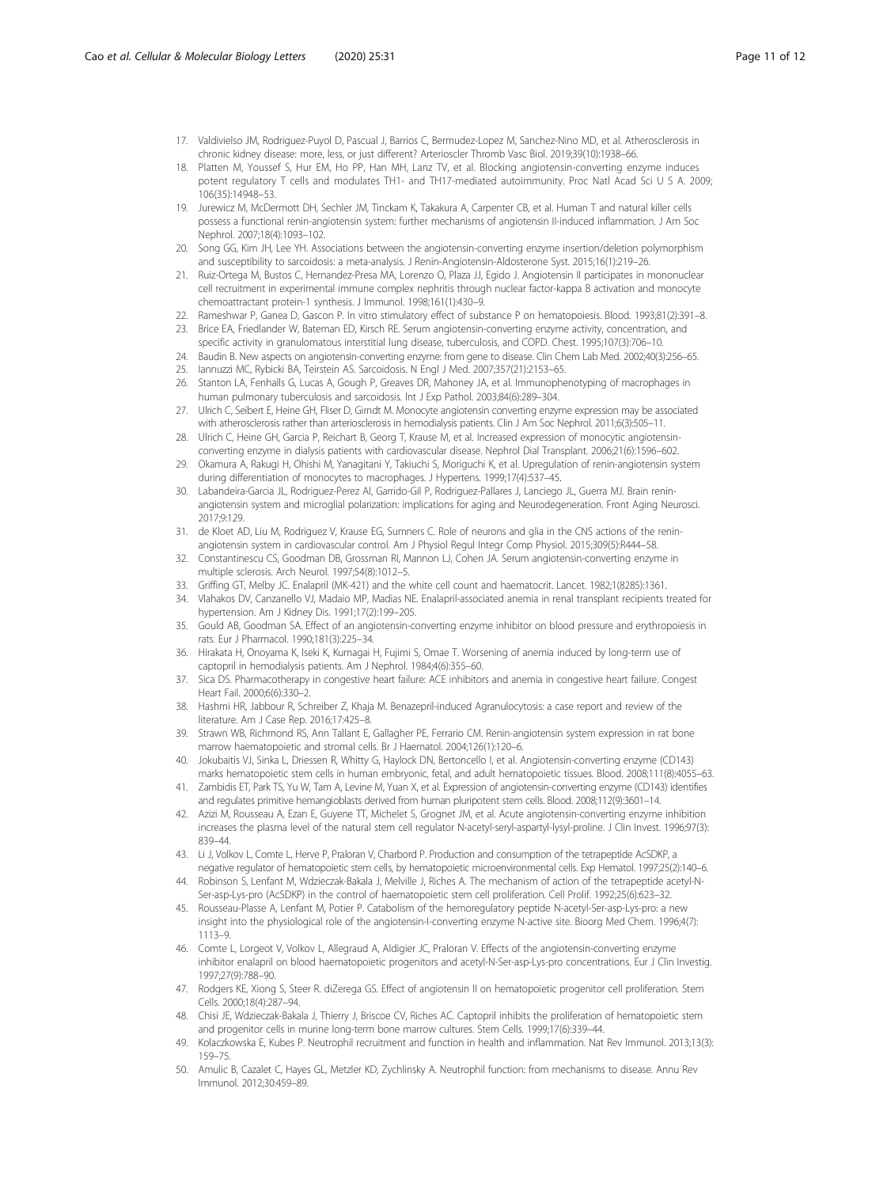17. Valdivielso JM, Rodriguez-Puyol D, Pascual J, Barrios C, Bermudez-Lopez M, Sanchez-Nino MD, et al. Atherosclerosis in chronic kidney disease: more, less, or just different? Arterioscler Thromb Vasc Biol. 2019;39(10):1938–66.
18. Platten M, Youssef S, Hur EM, Ho PP, Han MH, Lanz TV, et al. Blocking angiotensin-converting enzyme induces potent regulatory T cells and modulates TH1- and TH17-mediated autoimmunity. Proc Natl Acad Sci U S A. 2009;106(35):14948–53.
19. Jurewicz M, McDermott DH, Sechler JM, Tinckam K, Takakura A, Carpenter CB, et al. Human T and natural killer cells possess a functional renin-angiotensin system: further mechanisms of angiotensin II-induced inflammation. J Am Soc Nephrol. 2007;18(4):1093–102.
20. Song GG, Kim JH, Lee YH. Associations between the angiotensin-converting enzyme insertion/deletion polymorphism and susceptibility to sarcoidosis: a meta-analysis. J Renin-Angiotensin-Aldosterone Syst. 2015;16(1):219–26.
21. Ruiz-Ortega M, Bustos C, Hernandez-Presa MA, Lorenzo O, Plaza JJ, Egido J. Angiotensin II participates in mononuclear cell recruitment in experimental immune complex nephritis through nuclear factor-kappa B activation and monocyte chemoattractant protein-1 synthesis. J Immunol. 1998;161(1):430–9.
22. Rameshwar P, Ganea D, Gascon P. In vitro stimulatory effect of substance P on hematopoiesis. Blood. 1993;81(2):391–8.
23. Brice EA, Friedlander W, Bateman ED, Kirsch RE. Serum angiotensin-converting enzyme activity, concentration, and specific activity in granulomatous interstitial lung disease, tuberculosis, and COPD. Chest. 1995;107(3):706–10.
24. Baudin B. New aspects on angiotensin-converting enzyme: from gene to disease. Clin Chem Lab Med. 2002;40(3):256–65.
25. Iannuzzi MC, Rybicki BA, Teirstein AS. Sarcoidosis. N Engl J Med. 2007;357(21):2153–65.
26. Stanton LA, Fenhalls G, Lucas A, Gough P, Greaves DR, Mahoney JA, et al. Immunophenotyping of macrophages in human pulmonary tuberculosis and sarcoidosis. Int J Exp Pathol. 2003;84(6):289–304.
27. Ulrich C, Seibert E, Heine GH, Fliser D, Girndt M. Monocyte angiotensin converting enzyme expression may be associated with atherosclerosis rather than arteriosclerosis in hemodialysis patients. Clin J Am Soc Nephrol. 2011;6(3):505–11.
28. Ulrich C, Heine GH, Garcia P, Reichart B, Georg T, Krause M, et al. Increased expression of monocytic angiotensin-converting enzyme in dialysis patients with cardiovascular disease. Nephrol Dial Transplant. 2006;21(6):1596–602.
29. Okamura A, Rakugi H, Ohishi M, Yanagitani Y, Takiuchi S, Moriguchi K, et al. Upregulation of renin-angiotensin system during differentiation of monocytes to macrophages. J Hypertens. 1999;17(4):537–45.
30. Labandeira-Garcia JL, Rodriguez-Perez AI, Garrido-Gil P, Rodriguez-Pallares J, Lanciego JL, Guerra MJ. Brain renin-angiotensin system and microglial polarization: implications for aging and Neurodegeneration. Front Aging Neurosci. 2017;9:129.
31. de Kloet AD, Liu M, Rodriguez V, Krause EG, Sumners C. Role of neurons and glia in the CNS actions of the renin-angiotensin system in cardiovascular control. Am J Physiol Regul Integr Comp Physiol. 2015;309(5):R444–58.
32. Constantinescu CS, Goodman DB, Grossman RI, Mannon LJ, Cohen JA. Serum angiotensin-converting enzyme in multiple sclerosis. Arch Neurol. 1997;54(8):1012–5.
33. Griffing GT, Melby JC. Enalapril (MK-421) and the white cell count and haematocrit. Lancet. 1982;1(8285):1361.
34. Vlahakos DV, Canzanello VJ, Madaio MP, Madias NE. Enalapril-associated anemia in renal transplant recipients treated for hypertension. Am J Kidney Dis. 1991;17(2):199–205.
35. Gould AB, Goodman SA. Effect of an angiotensin-converting enzyme inhibitor on blood pressure and erythropoiesis in rats. Eur J Pharmacol. 1990;181(3):225–34.
36. Hirakata H, Onoyama K, Iseki K, Kumagai H, Fujimi S, Omae T. Worsening of anemia induced by long-term use of captopril in hemodialysis patients. Am J Nephrol. 1984;4(6):355–60.
37. Sica DS. Pharmacotherapy in congestive heart failure: ACE inhibitors and anemia in congestive heart failure. Congest Heart Fail. 2000;6(6):330–2.
38. Hashmi HR, Jabbour R, Schreiber Z, Khaja M. Benazepril-induced Agranulocytosis: a case report and review of the literature. Am J Case Rep. 2016;17:425–8.
39. Strawn WB, Richmond RS, Ann Tallant E, Gallagher PE, Ferrario CM. Renin-angiotensin system expression in rat bone marrow haematopoietic and stromal cells. Br J Haematol. 2004;126(1):120–6.
40. Jokubaitis VJ, Sinka L, Driessen R, Whitty G, Haylock DN, Bertoncello I, et al. Angiotensin-converting enzyme (CD143) marks hematopoietic stem cells in human embryonic, fetal, and adult hematopoietic tissues. Blood. 2008;111(8):4055–63.
41. Zambidis ET, Park TS, Yu W, Tam A, Levine M, Yuan X, et al. Expression of angiotensin-converting enzyme (CD143) identifies and regulates primitive hemangioblasts derived from human pluripotent stem cells. Blood. 2008;112(9):3601–14.
42. Azizi M, Rousseau A, Ezan E, Guyene TT, Michelet S, Grognet JM, et al. Acute angiotensin-converting enzyme inhibition increases the plasma level of the natural stem cell regulator N-acetyl-seryl-aspartyl-lysyl-proline. J Clin Invest. 1996;97(3):839–44.
43. Li J, Volkov L, Comte L, Herve P, Praloran V, Charbord P. Production and consumption of the tetrapeptide AcSDKP, a negative regulator of hematopoietic stem cells, by hematopoietic microenvironmental cells. Exp Hematol. 1997;25(2):140–6.
44. Robinson S, Lenfant M, Wdzieczak-Bakala J, Melville J, Riches A. The mechanism of action of the tetrapeptide acetyl-N-Ser-asp-Lys-pro (AcSDKP) in the control of haematopoietic stem cell proliferation. Cell Prolif. 1992;25(6):623–32.
45. Rousseau-Plasse A, Lenfant M, Potier P. Catabolism of the hemoregulatory peptide N-acetyl-Ser-asp-Lys-pro: a new insight into the physiological role of the angiotensin-I-converting enzyme N-active site. Bioorg Med Chem. 1996;4(7):1113–9.
46. Comte L, Lorgeot V, Volkov L, Allegraud A, Aldigier JC, Praloran V. Effects of the angiotensin-converting enzyme inhibitor enalapril on blood haematopoietic progenitors and acetyl-N-Ser-asp-Lys-pro concentrations. Eur J Clin Investig. 1997;27(9):788–90.
47. Rodgers KE, Xiong S, Steer R. diZerega GS. Effect of angiotensin II on hematopoietic progenitor cell proliferation. Stem Cells. 2000;18(4):287–94.
48. Chisi JE, Wdzieczak-Bakala J, Thierry J, Briscoe CV, Riches AC. Captopril inhibits the proliferation of hematopoietic stem and progenitor cells in murine long-term bone marrow cultures. Stem Cells. 1999;17(6):339–44.
49. Kolaczkowska E, Kubes P. Neutrophil recruitment and function in health and inflammation. Nat Rev Immunol. 2013;13(3):159–75.
50. Amulic B, Cazalet C, Hayes GL, Metzler KD, Zychlinsky A. Neutrophil function: from mechanisms to disease. Annu Rev Immunol. 2012;30:459–89.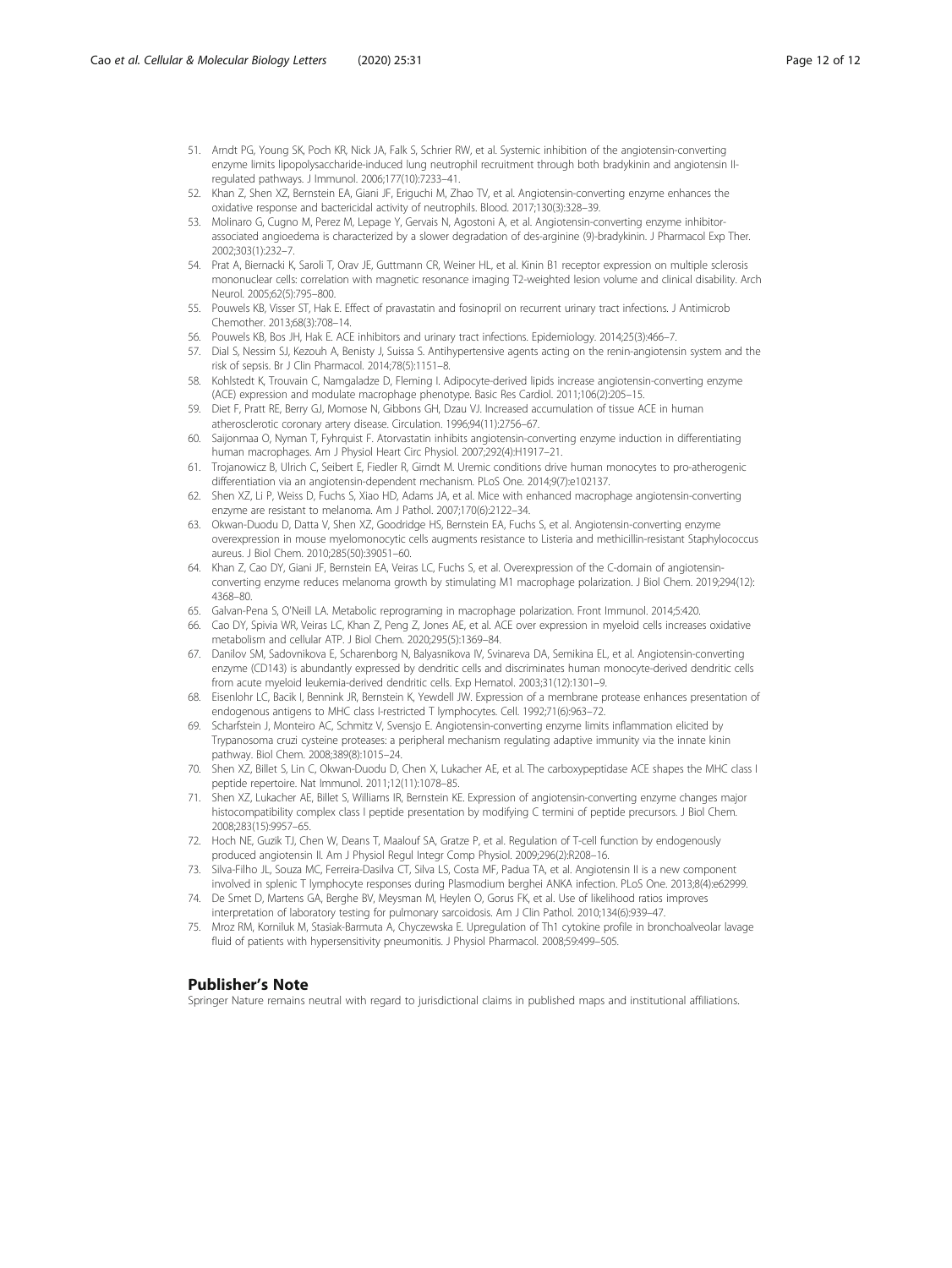51. Arndt PG, Young SK, Poch KR, Nick JA, Falk S, Schrier RW, et al. Systemic inhibition of the angiotensin-converting enzyme limits lipopolysaccharide-induced lung neutrophil recruitment through both bradykinin and angiotensin II-regulated pathways. J Immunol. 2006;177(10):7233–41.
52. Khan Z, Shen XZ, Bernstein EA, Giani JF, Eriguchi M, Zhao TV, et al. Angiotensin-converting enzyme enhances the oxidative response and bactericidal activity of neutrophils. Blood. 2017;130(3):328–39.
53. Molinaro G, Cugno M, Perez M, Lepage Y, Gervais N, Agostoni A, et al. Angiotensin-converting enzyme inhibitor-associated angioedema is characterized by a slower degradation of des-arginine (9)-bradykinin. J Pharmacol Exp Ther. 2002;303(1):232–7.
54. Prat A, Biernacki K, Saroli T, Orav JE, Guttmann CR, Weiner HL, et al. Kinin B1 receptor expression on multiple sclerosis mononuclear cells: correlation with magnetic resonance imaging T2-weighted lesion volume and clinical disability. Arch Neurol. 2005;62(5):795–800.
55. Pouwels KB, Visser ST, Hak E. Effect of pravastatin and fosinopril on recurrent urinary tract infections. J Antimicrob Chemother. 2013;68(3):708–14.
56. Pouwels KB, Bos JH, Hak E. ACE inhibitors and urinary tract infections. Epidemiology. 2014;25(3):466–7.
57. Dial S, Nessim SJ, Kezouh A, Benisty J, Suissa S. Antihypertensive agents acting on the renin-angiotensin system and the risk of sepsis. Br J Clin Pharmacol. 2014;78(5):1151–8.
58. Kohlstedt K, Trouvain C, Namgaladze D, Fleming I. Adipocyte-derived lipids increase angiotensin-converting enzyme (ACE) expression and modulate macrophage phenotype. Basic Res Cardiol. 2011;106(2):205–15.
59. Diet F, Pratt RE, Berry GJ, Momose N, Gibbons GH, Dzau VJ. Increased accumulation of tissue ACE in human atherosclerotic coronary artery disease. Circulation. 1996;94(11):2756–67.
60. Saijonmaa O, Nyman T, Fyhrquist F. Atorvastatin inhibits angiotensin-converting enzyme induction in differentiating human macrophages. Am J Physiol Heart Circ Physiol. 2007;292(4):H1917–21.
61. Trojanowicz B, Ulrich C, Seibert E, Fiedler R, Girndt M. Uremic conditions drive human monocytes to pro-atherogenic differentiation via an angiotensin-dependent mechanism. PLoS One. 2014;9(7):e102137.
62. Shen XZ, Li P, Weiss D, Fuchs S, Xiao HD, Adams JA, et al. Mice with enhanced macrophage angiotensin-converting enzyme are resistant to melanoma. Am J Pathol. 2007;170(6):2122–34.
63. Okwan-Duodu D, Datta V, Shen XZ, Goodridge HS, Bernstein EA, Fuchs S, et al. Angiotensin-converting enzyme overexpression in mouse myelomonocytic cells augments resistance to Listeria and methicillin-resistant Staphylococcus aureus. J Biol Chem. 2010;285(50):39051–60.
64. Khan Z, Cao DY, Giani JF, Bernstein EA, Veiras LC, Fuchs S, et al. Overexpression of the C-domain of angiotensin-converting enzyme reduces melanoma growth by stimulating M1 macrophage polarization. J Biol Chem. 2019;294(12):4368–80.
65. Galvan-Pena S, O'Neill LA. Metabolic reprograming in macrophage polarization. Front Immunol. 2014;5:420.
66. Cao DY, Spivia WR, Veiras LC, Khan Z, Peng Z, Jones AE, et al. ACE over expression in myeloid cells increases oxidative metabolism and cellular ATP. J Biol Chem. 2020;295(5):1369–84.
67. Danilov SM, Sadovnikova E, Scharenborg N, Balyasnikova IV, Svinareva DA, Semikina EL, et al. Angiotensin-converting enzyme (CD143) is abundantly expressed by dendritic cells and discriminates human monocyte-derived dendritic cells from acute myeloid leukemia-derived dendritic cells. Exp Hematol. 2003;31(12):1301–9.
68. Eisenlohr LC, Bacik I, Bennink JR, Bernstein K, Yewdell JW. Expression of a membrane protease enhances presentation of endogenous antigens to MHC class I-restricted T lymphocytes. Cell. 1992;71(6):963–72.
69. Scharfstein J, Monteiro AC, Schmitz V, Svensjo E. Angiotensin-converting enzyme limits inflammation elicited by Trypanosoma cruzi cysteine proteases: a peripheral mechanism regulating adaptive immunity via the innate kinin pathway. Biol Chem. 2008;389(8):1015–24.
70. Shen XZ, Billet S, Lin C, Okwan-Duodu D, Chen X, Lukacher AE, et al. The carboxypeptidase ACE shapes the MHC class I peptide repertoire. Nat Immunol. 2011;12(11):1078–85.
71. Shen XZ, Lukacher AE, Billet S, Williams IR, Bernstein KE. Expression of angiotensin-converting enzyme changes major histocompatibility complex class I peptide presentation by modifying C termini of peptide precursors. J Biol Chem. 2008;283(15):9957–65.
72. Hoch NE, Guzik TJ, Chen W, Deans T, Maalouf SA, Gratze P, et al. Regulation of T-cell function by endogenously produced angiotensin II. Am J Physiol Regul Integr Comp Physiol. 2009;296(2):R208–16.
73. Silva-Filho JL, Souza MC, Ferreira-Dasilva CT, Silva LS, Costa MF, Padua TA, et al. Angiotensin II is a new component involved in splenic T lymphocyte responses during Plasmodium berghei ANKA infection. PLoS One. 2013;8(4):e62999.
74. De Smet D, Martens GA, Berghe BV, Meysman M, Heylen O, Gorus FK, et al. Use of likelihood ratios improves interpretation of laboratory testing for pulmonary sarcoidosis. Am J Clin Pathol. 2010;134(6):939–47.
75. Mroz RM, Korniluk M, Stasiak-Barmuta A, Chyczewska E. Upregulation of Th1 cytokine profile in bronchoalveolar lavage fluid of patients with hypersensitivity pneumonitis. J Physiol Pharmacol. 2008;59:499–505.

## Publisher's Note

Springer Nature remains neutral with regard to jurisdictional claims in published maps and institutional affiliations.